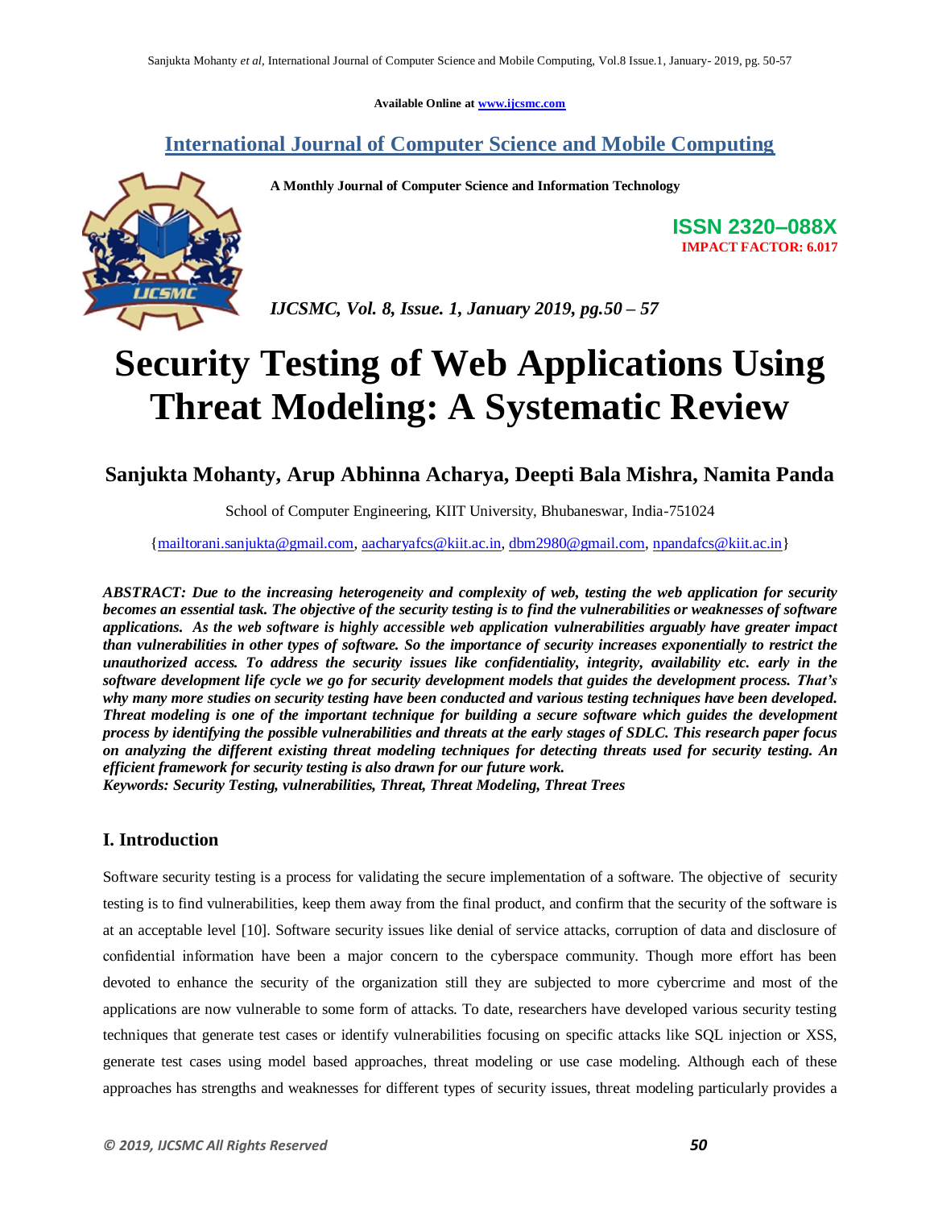Available Online at www.ijcsmc.com

## International Journal of Computer Science and Mobile Computing

**A Monthly Journal of Computer Science and Information Technology**

**ISSN 2320–088X**
**IMPACT FACTOR: 6.017**

***IJCSMC, Vol. 8, Issue. 1, January 2019, pg.50 – 57***

# Security Testing of Web Applications Using Threat Modeling: A Systematic Review

**Sanjukta Mohanty, Arup Abhinna Acharya, Deepti Bala Mishra, Namita Panda**

School of Computer Engineering, KIIT University, Bhubaneswar, India-751024

{mailtorani.sanjukta@gmail.com, aacharyafcs@kiit.ac.in, dbm2980@gmail.com, npandafcs@kiit.ac.in}

***ABSTRACT: Due to the increasing heterogeneity and complexity of web, testing the web application for security becomes an essential task. The objective of the security testing is to find the vulnerabilities or weaknesses of software applications. As the web software is highly accessible web application vulnerabilities arguably have greater impact than vulnerabilities in other types of software. So the importance of security increases exponentially to restrict the unauthorized access. To address the security issues like confidentiality, integrity, availability etc. early in the software development life cycle we go for security development models that guides the development process. That's why many more studies on security testing have been conducted and various testing techniques have been developed. Threat modeling is one of the important technique for building a secure software which guides the development process by identifying the possible vulnerabilities and threats at the early stages of SDLC. This research paper focus on analyzing the different existing threat modeling techniques for detecting threats used for security testing. An efficient framework for security testing is also drawn for our future work.***

***Keywords: Security Testing, vulnerabilities, Threat, Threat Modeling, Threat Trees***

## I. Introduction

Software security testing is a process for validating the secure implementation of a software. The objective of security testing is to find vulnerabilities, keep them away from the final product, and confirm that the security of the software is at an acceptable level [10]. Software security issues like denial of service attacks, corruption of data and disclosure of confidential information have been a major concern to the cyberspace community. Though more effort has been devoted to enhance the security of the organization still they are subjected to more cybercrime and most of the applications are now vulnerable to some form of attacks. To date, researchers have developed various security testing techniques that generate test cases or identify vulnerabilities focusing on specific attacks like SQL injection or XSS, generate test cases using model based approaches, threat modeling or use case modeling. Although each of these approaches has strengths and weaknesses for different types of security issues, threat modeling particularly provides a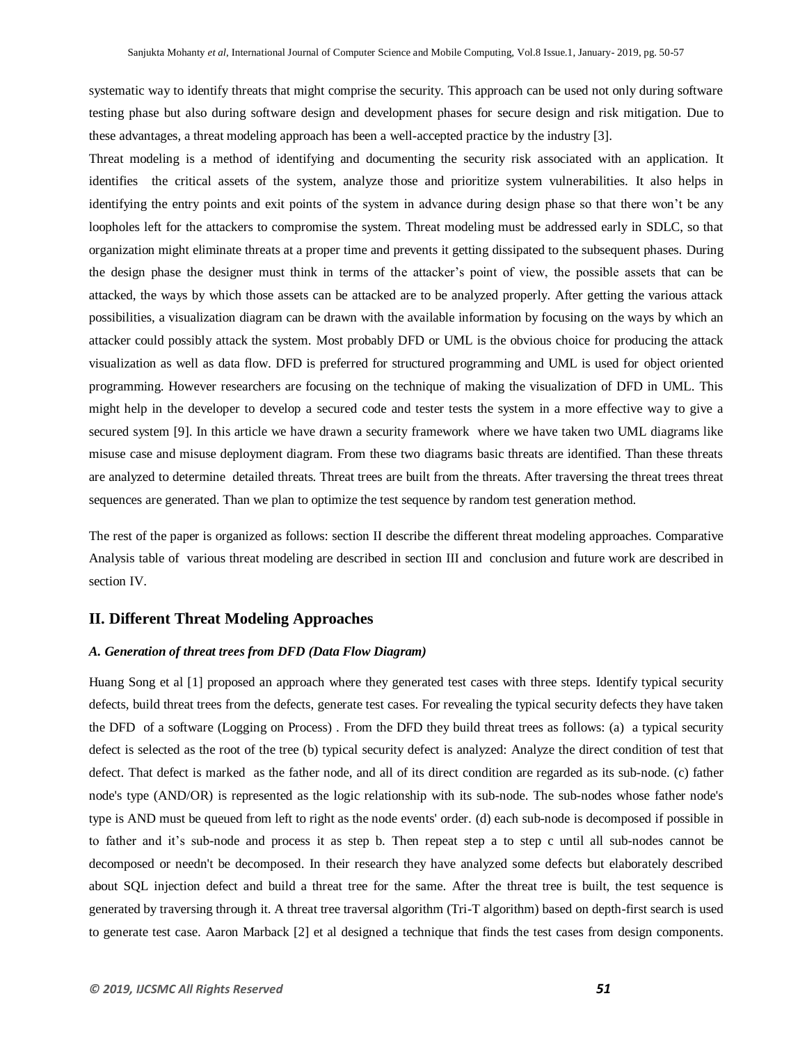systematic way to identify threats that might comprise the security. This approach can be used not only during software testing phase but also during software design and development phases for secure design and risk mitigation. Due to these advantages, a threat modeling approach has been a well-accepted practice by the industry [3].

Threat modeling is a method of identifying and documenting the security risk associated with an application. It identifies the critical assets of the system, analyze those and prioritize system vulnerabilities. It also helps in identifying the entry points and exit points of the system in advance during design phase so that there won't be any loopholes left for the attackers to compromise the system. Threat modeling must be addressed early in SDLC, so that organization might eliminate threats at a proper time and prevents it getting dissipated to the subsequent phases. During the design phase the designer must think in terms of the attacker's point of view, the possible assets that can be attacked, the ways by which those assets can be attacked are to be analyzed properly. After getting the various attack possibilities, a visualization diagram can be drawn with the available information by focusing on the ways by which an attacker could possibly attack the system. Most probably DFD or UML is the obvious choice for producing the attack visualization as well as data flow. DFD is preferred for structured programming and UML is used for object oriented programming. However researchers are focusing on the technique of making the visualization of DFD in UML. This might help in the developer to develop a secured code and tester tests the system in a more effective way to give a secured system [9]. In this article we have drawn a security framework where we have taken two UML diagrams like misuse case and misuse deployment diagram. From these two diagrams basic threats are identified. Than these threats are analyzed to determine detailed threats. Threat trees are built from the threats. After traversing the threat trees threat sequences are generated. Than we plan to optimize the test sequence by random test generation method.

The rest of the paper is organized as follows: section II describe the different threat modeling approaches. Comparative Analysis table of various threat modeling are described in section III and conclusion and future work are described in section IV.

## II. Different Threat Modeling Approaches

### *A. Generation of threat trees from DFD (Data Flow Diagram)*

Huang Song et al [1] proposed an approach where they generated test cases with three steps. Identify typical security defects, build threat trees from the defects, generate test cases. For revealing the typical security defects they have taken the DFD of a software (Logging on Process) . From the DFD they build threat trees as follows: (a) a typical security defect is selected as the root of the tree (b) typical security defect is analyzed: Analyze the direct condition of test that defect. That defect is marked as the father node, and all of its direct condition are regarded as its sub-node. (c) father node's type (AND/OR) is represented as the logic relationship with its sub-node. The sub-nodes whose father node's type is AND must be queued from left to right as the node events' order. (d) each sub-node is decomposed if possible in to father and it's sub-node and process it as step b. Then repeat step a to step c until all sub-nodes cannot be decomposed or needn't be decomposed. In their research they have analyzed some defects but elaborately described about SQL injection defect and build a threat tree for the same. After the threat tree is built, the test sequence is generated by traversing through it. A threat tree traversal algorithm (Tri-T algorithm) based on depth-first search is used to generate test case. Aaron Marback [2] et al designed a technique that finds the test cases from design components.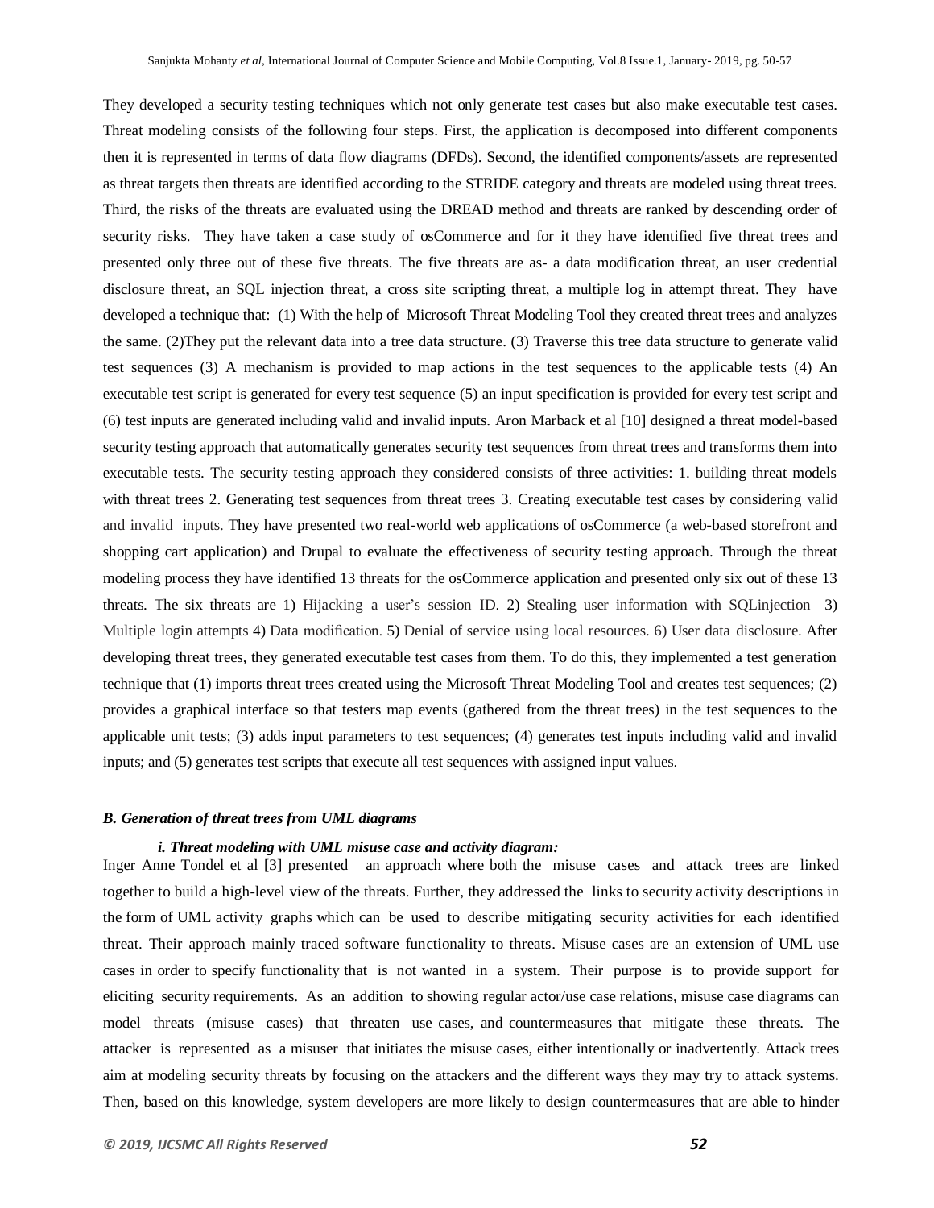They developed a security testing techniques which not only generate test cases but also make executable test cases. Threat modeling consists of the following four steps. First, the application is decomposed into different components then it is represented in terms of data flow diagrams (DFDs). Second, the identified components/assets are represented as threat targets then threats are identified according to the STRIDE category and threats are modeled using threat trees. Third, the risks of the threats are evaluated using the DREAD method and threats are ranked by descending order of security risks. They have taken a case study of osCommerce and for it they have identified five threat trees and presented only three out of these five threats. The five threats are as- a data modification threat, an user credential disclosure threat, an SQL injection threat, a cross site scripting threat, a multiple log in attempt threat. They have developed a technique that: (1) With the help of Microsoft Threat Modeling Tool they created threat trees and analyzes the same. (2)They put the relevant data into a tree data structure. (3) Traverse this tree data structure to generate valid test sequences (3) A mechanism is provided to map actions in the test sequences to the applicable tests (4) An executable test script is generated for every test sequence (5) an input specification is provided for every test script and (6) test inputs are generated including valid and invalid inputs. Aron Marback et al [10] designed a threat model-based security testing approach that automatically generates security test sequences from threat trees and transforms them into executable tests. The security testing approach they considered consists of three activities: 1. building threat models with threat trees 2. Generating test sequences from threat trees 3. Creating executable test cases by considering valid and invalid inputs. They have presented two real-world web applications of osCommerce (a web-based storefront and shopping cart application) and Drupal to evaluate the effectiveness of security testing approach. Through the threat modeling process they have identified 13 threats for the osCommerce application and presented only six out of these 13 threats. The six threats are 1) Hijacking a user's session ID. 2) Stealing user information with SQLinjection 3) Multiple login attempts 4) Data modification. 5) Denial of service using local resources. 6) User data disclosure. After developing threat trees, they generated executable test cases from them. To do this, they implemented a test generation technique that (1) imports threat trees created using the Microsoft Threat Modeling Tool and creates test sequences; (2) provides a graphical interface so that testers map events (gathered from the threat trees) in the test sequences to the applicable unit tests; (3) adds input parameters to test sequences; (4) generates test inputs including valid and invalid inputs; and (5) generates test scripts that execute all test sequences with assigned input values.

### *B. Generation of threat trees from UML diagrams*

#### *i. Threat modeling with UML misuse case and activity diagram:*

Inger Anne Tondel et al [3] presented an approach where both the misuse cases and attack trees are linked together to build a high-level view of the threats. Further, they addressed the links to security activity descriptions in the form of UML activity graphs which can be used to describe mitigating security activities for each identified threat. Their approach mainly traced software functionality to threats. Misuse cases are an extension of UML use cases in order to specify functionality that is not wanted in a system. Their purpose is to provide support for eliciting security requirements. As an addition to showing regular actor/use case relations, misuse case diagrams can model threats (misuse cases) that threaten use cases, and countermeasures that mitigate these threats. The attacker is represented as a misuser that initiates the misuse cases, either intentionally or inadvertently. Attack trees aim at modeling security threats by focusing on the attackers and the different ways they may try to attack systems. Then, based on this knowledge, system developers are more likely to design countermeasures that are able to hinder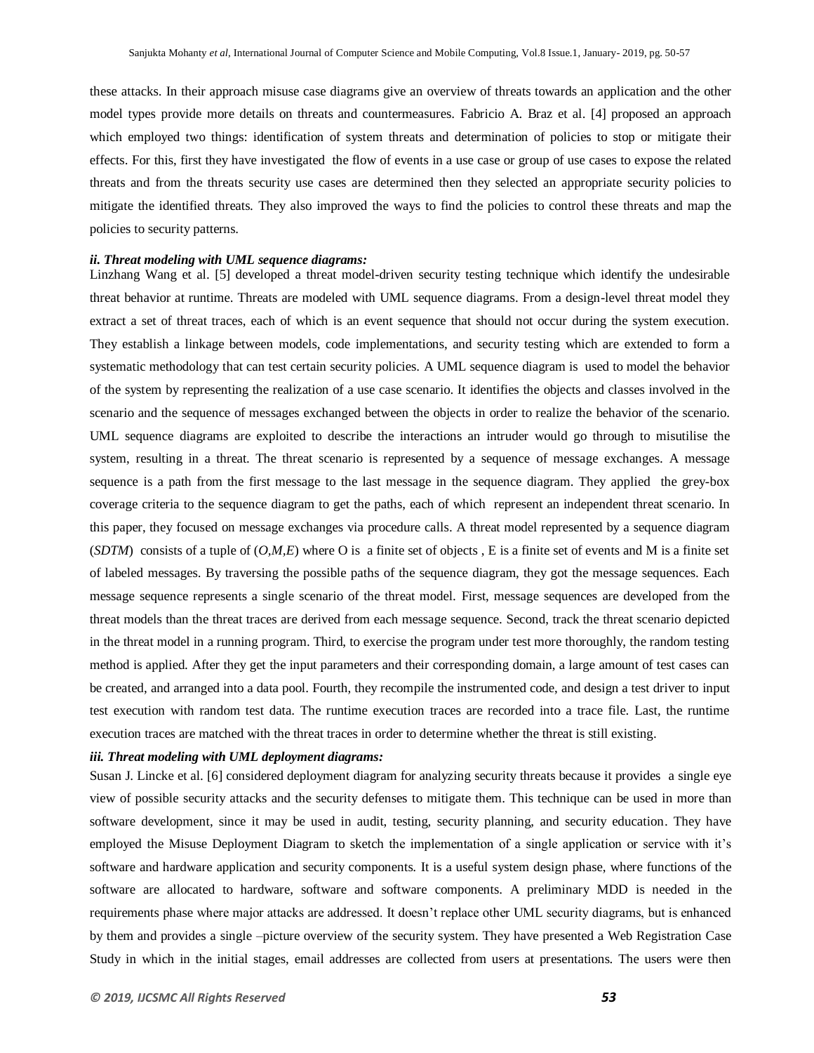these attacks. In their approach misuse case diagrams give an overview of threats towards an application and the other model types provide more details on threats and countermeasures. Fabricio A. Braz et al. [4] proposed an approach which employed two things: identification of system threats and determination of policies to stop or mitigate their effects. For this, first they have investigated the flow of events in a use case or group of use cases to expose the related threats and from the threats security use cases are determined then they selected an appropriate security policies to mitigate the identified threats. They also improved the ways to find the policies to control these threats and map the policies to security patterns.

***ii. Threat modeling with UML sequence diagrams:***

Linzhang Wang et al. [5] developed a threat model-driven security testing technique which identify the undesirable threat behavior at runtime. Threats are modeled with UML sequence diagrams. From a design-level threat model they extract a set of threat traces, each of which is an event sequence that should not occur during the system execution. They establish a linkage between models, code implementations, and security testing which are extended to form a systematic methodology that can test certain security policies. A UML sequence diagram is used to model the behavior of the system by representing the realization of a use case scenario. It identifies the objects and classes involved in the scenario and the sequence of messages exchanged between the objects in order to realize the behavior of the scenario. UML sequence diagrams are exploited to describe the interactions an intruder would go through to misutilise the system, resulting in a threat. The threat scenario is represented by a sequence of message exchanges. A message sequence is a path from the first message to the last message in the sequence diagram. They applied the grey-box coverage criteria to the sequence diagram to get the paths, each of which represent an independent threat scenario. In this paper, they focused on message exchanges via procedure calls. A threat model represented by a sequence diagram (*SDTM*) consists of a tuple of ($O,M,E$) where O is a finite set of objects , E is a finite set of events and M is a finite set of labeled messages. By traversing the possible paths of the sequence diagram, they got the message sequences. Each message sequence represents a single scenario of the threat model. First, message sequences are developed from the threat models than the threat traces are derived from each message sequence. Second, track the threat scenario depicted in the threat model in a running program. Third, to exercise the program under test more thoroughly, the random testing method is applied. After they get the input parameters and their corresponding domain, a large amount of test cases can be created, and arranged into a data pool. Fourth, they recompile the instrumented code, and design a test driver to input test execution with random test data. The runtime execution traces are recorded into a trace file. Last, the runtime execution traces are matched with the threat traces in order to determine whether the threat is still existing.

***iii. Threat modeling with UML deployment diagrams:***

Susan J. Lincke et al. [6] considered deployment diagram for analyzing security threats because it provides a single eye view of possible security attacks and the security defenses to mitigate them. This technique can be used in more than software development, since it may be used in audit, testing, security planning, and security education. They have employed the Misuse Deployment Diagram to sketch the implementation of a single application or service with it's software and hardware application and security components. It is a useful system design phase, where functions of the software are allocated to hardware, software and software components. A preliminary MDD is needed in the requirements phase where major attacks are addressed. It doesn't replace other UML security diagrams, but is enhanced by them and provides a single –picture overview of the security system. They have presented a Web Registration Case Study in which in the initial stages, email addresses are collected from users at presentations. The users were then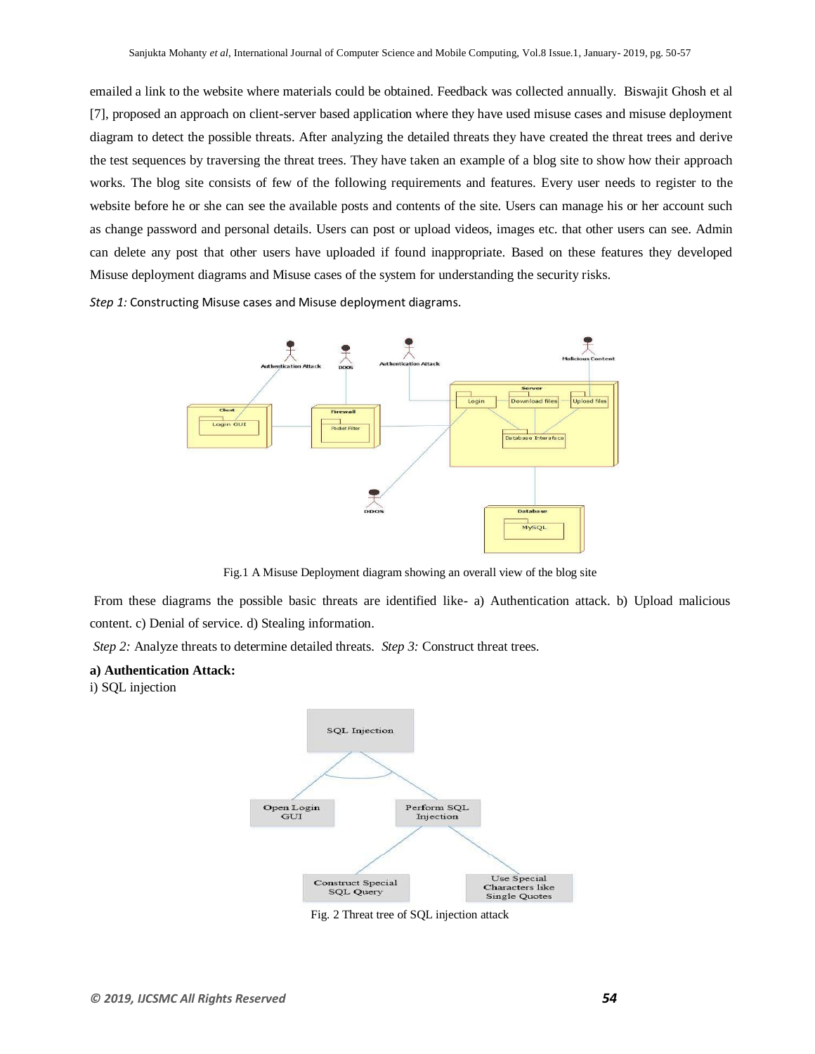emailed a link to the website where materials could be obtained. Feedback was collected annually. Biswajit Ghosh et al [7], proposed an approach on client-server based application where they have used misuse cases and misuse deployment diagram to detect the possible threats. After analyzing the detailed threats they have created the threat trees and derive the test sequences by traversing the threat trees. They have taken an example of a blog site to show how their approach works. The blog site consists of few of the following requirements and features. Every user needs to register to the website before he or she can see the available posts and contents of the site. Users can manage his or her account such as change password and personal details. Users can post or upload videos, images etc. that other users can see. Admin can delete any post that other users have uploaded if found inappropriate. Based on these features they developed Misuse deployment diagrams and Misuse cases of the system for understanding the security risks.

*Step 1:* Constructing Misuse cases and Misuse deployment diagrams.

Fig.1 A Misuse Deployment diagram showing an overall view of the blog site

From these diagrams the possible basic threats are identified like- a) Authentication attack. b) Upload malicious content. c) Denial of service. d) Stealing information.

*Step 2:* Analyze threats to determine detailed threats. *Step 3:* Construct threat trees.

**a) Authentication Attack:**

i) SQL injection

Fig. 2 Threat tree of SQL injection attack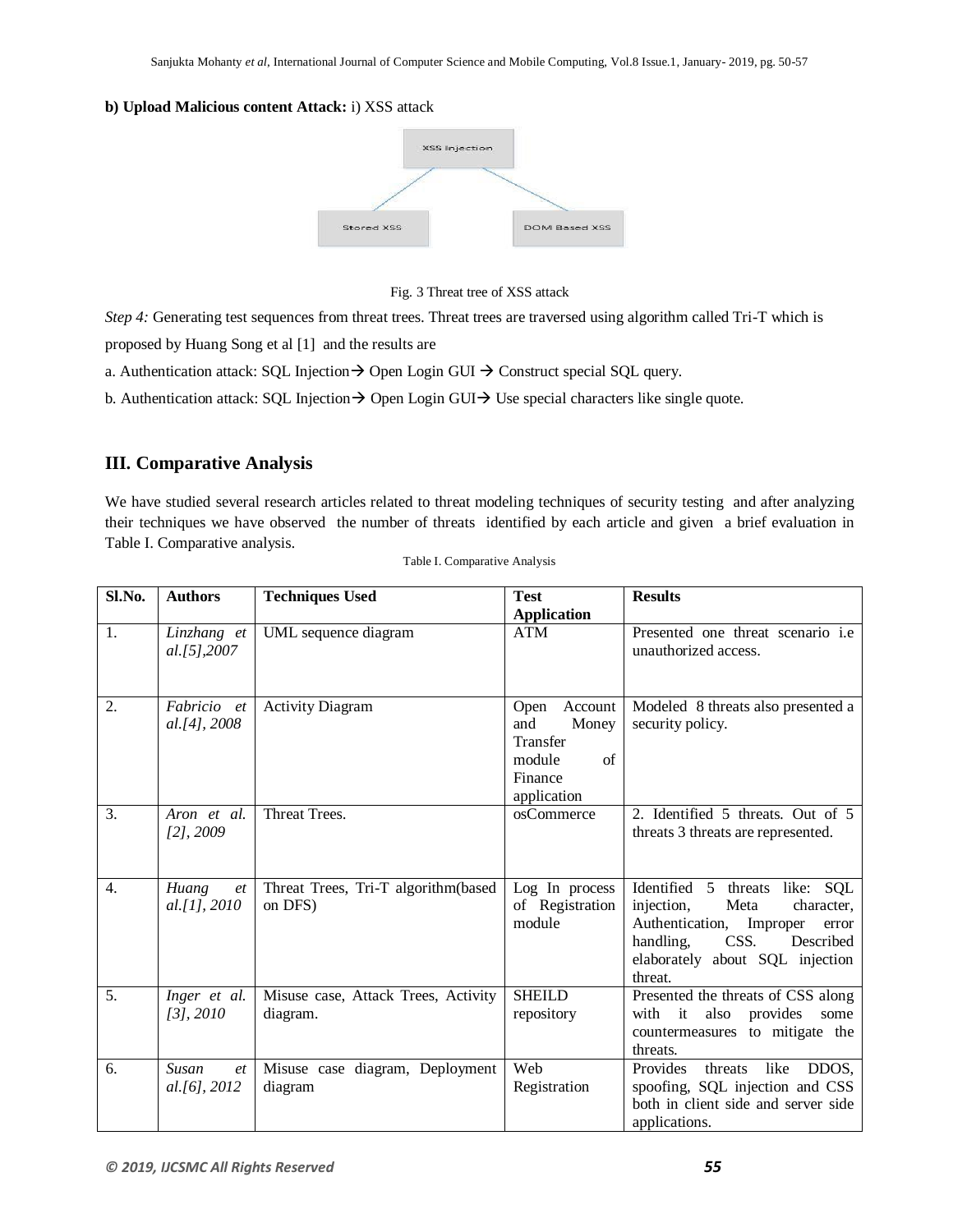**b) Upload Malicious content Attack:** i) XSS attack

Fig. 3 Threat tree of XSS attack

*Step 4:* Generating test sequences from threat trees. Threat trees are traversed using algorithm called Tri-T which is proposed by Huang Song et al [1] and the results are

a. Authentication attack: SQL Injection→ Open Login GUI → Construct special SQL query.

b. Authentication attack: SQL Injection→ Open Login GUI→ Use special characters like single quote.

## III. Comparative Analysis

We have studied several research articles related to threat modeling techniques of security testing and after analyzing their techniques we have observed the number of threats identified by each article and given a brief evaluation in Table I. Comparative analysis.

Table I. Comparative Analysis

| Sl.No. | Authors | Techniques Used | Test Application | Results |
|---|---|---|---|---|
| 1. | *Linzhang et al.[5],2007* | UML sequence diagram | ATM | Presented one threat scenario i.e unauthorized access. |
| 2. | *Fabricio et al.[4], 2008* | Activity Diagram | Open Account and Money Transfer module of Finance application | Modeled 8 threats also presented a security policy. |
| 3. | *Aron et al. [2], 2009* | Threat Trees. | osCommerce | 2. Identified 5 threats. Out of 5 threats 3 threats are represented. |
| 4. | *Huang et al.[1], 2010* | Threat Trees, Tri-T algorithm(based on DFS) | Log In process of Registration module | Identified 5 threats like: SQL injection, Meta character, Authentication, Improper error handling, CSS. Described elaborately about SQL injection threat. |
| 5. | *Inger et al. [3], 2010* | Misuse case, Attack Trees, Activity diagram. | SHEILD repository | Presented the threats of CSS along with it also provides some countermeasures to mitigate the threats. |
| 6. | *Susan et al.[6], 2012* | Misuse case diagram, Deployment diagram | Web Registration | Provides threats like DDOS, spoofing, SQL injection and CSS both in client side and server side applications. |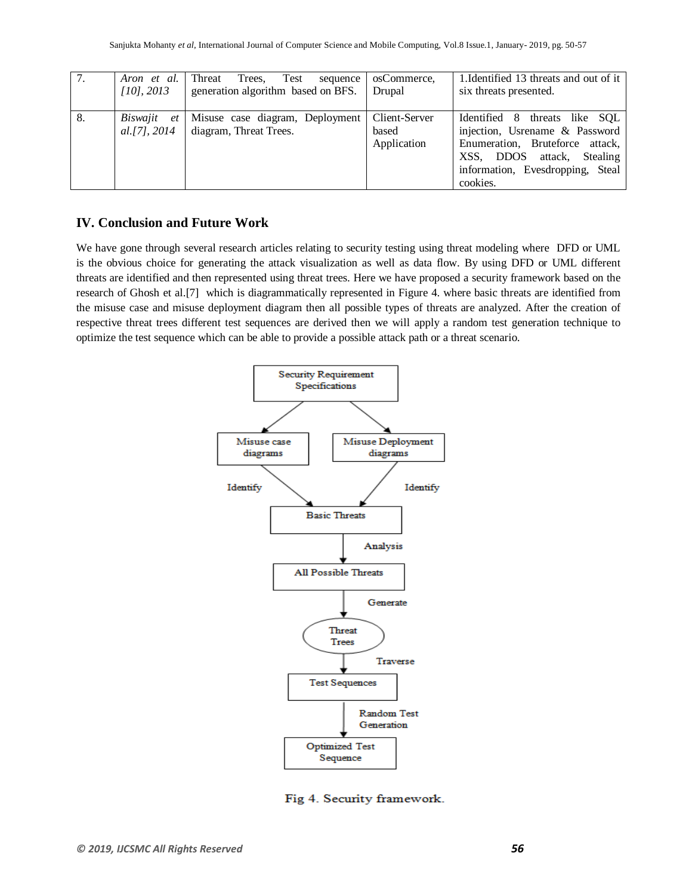| 7. | *Aron et al. [10], 2013* | Threat Trees, Test sequence generation algorithm based on BFS. | osCommerce, Drupal | 1.Identified 13 threats and out of it six threats presented. |
|---|---|---|---|---|
| 8. | *Biswajit et al.[7], 2014* | Misuse case diagram, Deployment diagram, Threat Trees. | Client-Server based Application | Identified 8 threats like SQL injection, Usrename & Password Enumeration, Bruteforce attack, XSS, DDOS attack, Stealing information, Evesdropping, Steal cookies. |

## IV. Conclusion and Future Work

We have gone through several research articles relating to security testing using threat modeling where DFD or UML is the obvious choice for generating the attack visualization as well as data flow. By using DFD or UML different threats are identified and then represented using threat trees. Here we have proposed a security framework based on the research of Ghosh et al.[7] which is diagrammatically represented in Figure 4. where basic threats are identified from the misuse case and misuse deployment diagram then all possible types of threats are analyzed. After the creation of respective threat trees different test sequences are derived then we will apply a random test generation technique to optimize the test sequence which can be able to provide a possible attack path or a threat scenario.

Security Requirement Specifications → Misuse case diagrams, Misuse Deployment diagrams → (Identify) → Basic Threats → (Analysis) → All Possible Threats → (Generate) → Threat Trees → (Traverse) → Test Sequences → (Random Test Generation) → Optimized Test Sequence

Fig 4. Security framework.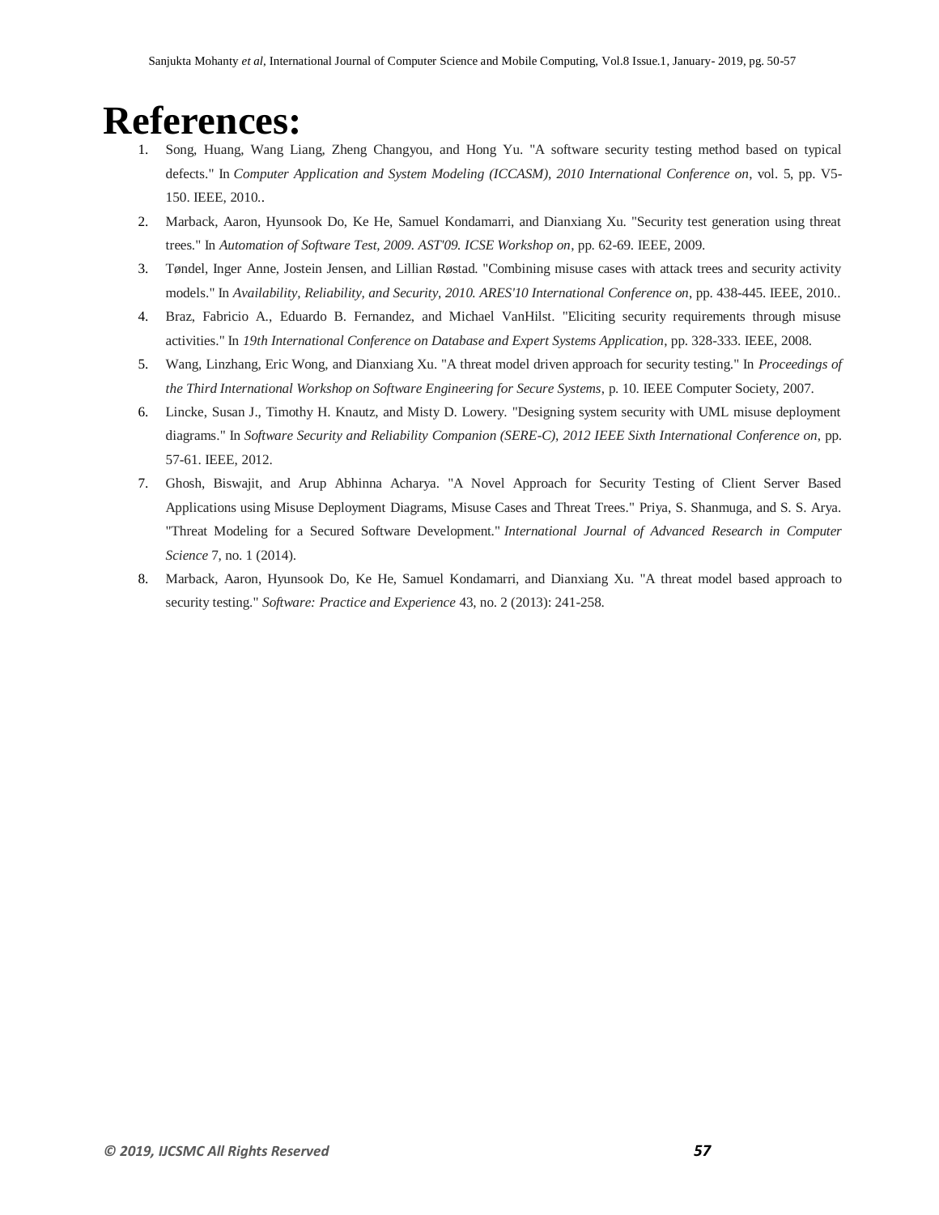# References:

1. Song, Huang, Wang Liang, Zheng Changyou, and Hong Yu. "A software security testing method based on typical defects." In *Computer Application and System Modeling (ICCASM), 2010 International Conference on*, vol. 5, pp. V5-150. IEEE, 2010..
2. Marback, Aaron, Hyunsook Do, Ke He, Samuel Kondamarri, and Dianxiang Xu. "Security test generation using threat trees." In *Automation of Software Test, 2009. AST'09. ICSE Workshop on*, pp. 62-69. IEEE, 2009.
3. Tøndel, Inger Anne, Jostein Jensen, and Lillian Røstad. "Combining misuse cases with attack trees and security activity models." In *Availability, Reliability, and Security, 2010. ARES'10 International Conference on*, pp. 438-445. IEEE, 2010..
4. Braz, Fabricio A., Eduardo B. Fernandez, and Michael VanHilst. "Eliciting security requirements through misuse activities." In *19th International Conference on Database and Expert Systems Application*, pp. 328-333. IEEE, 2008.
5. Wang, Linzhang, Eric Wong, and Dianxiang Xu. "A threat model driven approach for security testing." In *Proceedings of the Third International Workshop on Software Engineering for Secure Systems*, p. 10. IEEE Computer Society, 2007.
6. Lincke, Susan J., Timothy H. Knautz, and Misty D. Lowery. "Designing system security with UML misuse deployment diagrams." In *Software Security and Reliability Companion (SERE-C), 2012 IEEE Sixth International Conference on*, pp. 57-61. IEEE, 2012.
7. Ghosh, Biswajit, and Arup Abhinna Acharya. "A Novel Approach for Security Testing of Client Server Based Applications using Misuse Deployment Diagrams, Misuse Cases and Threat Trees." Priya, S. Shanmuga, and S. S. Arya. "Threat Modeling for a Secured Software Development." *International Journal of Advanced Research in Computer Science* 7, no. 1 (2014).
8. Marback, Aaron, Hyunsook Do, Ke He, Samuel Kondamarri, and Dianxiang Xu. "A threat model based approach to security testing." *Software: Practice and Experience* 43, no. 2 (2013): 241-258.